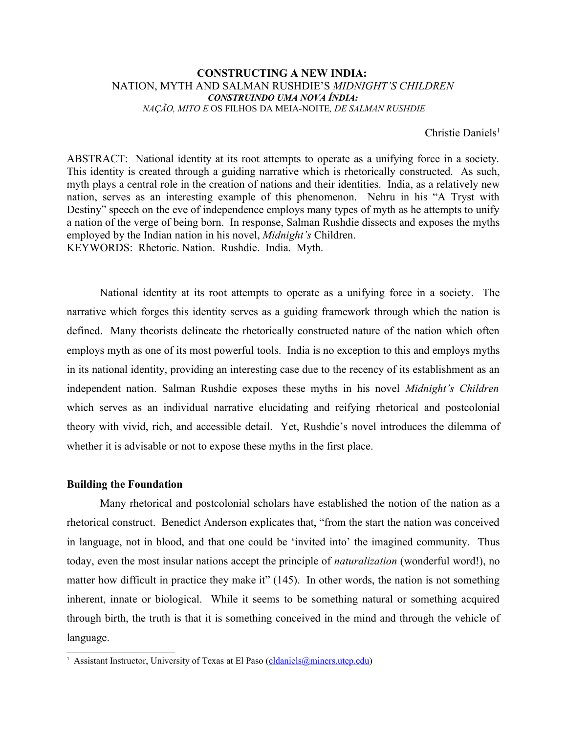# CONSTRUCTING A NEW INDIA:

NATION, MYTH AND SALMAN RUSHDIE'S *MIDNIGHT'S CHILDREN*

***CONSTRUINDO UMA NOVA ÍNDIA:***

*NAÇÃO, MITO E* OS FILHOS DA MEIA-NOITE*, DE SALMAN RUSHDIE*

Christie Daniels[1]

ABSTRACT: National identity at its root attempts to operate as a unifying force in a society. This identity is created through a guiding narrative which is rhetorically constructed. As such, myth plays a central role in the creation of nations and their identities. India, as a relatively new nation, serves as an interesting example of this phenomenon. Nehru in his "A Tryst with Destiny" speech on the eve of independence employs many types of myth as he attempts to unify a nation of the verge of being born. In response, Salman Rushdie dissects and exposes the myths employed by the Indian nation in his novel, *Midnight's* Children.

KEYWORDS: Rhetoric. Nation. Rushdie. India. Myth.

National identity at its root attempts to operate as a unifying force in a society. The narrative which forges this identity serves as a guiding framework through which the nation is defined. Many theorists delineate the rhetorically constructed nature of the nation which often employs myth as one of its most powerful tools. India is no exception to this and employs myths in its national identity, providing an interesting case due to the recency of its establishment as an independent nation. Salman Rushdie exposes these myths in his novel *Midnight's Children* which serves as an individual narrative elucidating and reifying rhetorical and postcolonial theory with vivid, rich, and accessible detail. Yet, Rushdie's novel introduces the dilemma of whether it is advisable or not to expose these myths in the first place.

### Building the Foundation

Many rhetorical and postcolonial scholars have established the notion of the nation as a rhetorical construct. Benedict Anderson explicates that, "from the start the nation was conceived in language, not in blood, and that one could be 'invited into' the imagined community. Thus today, even the most insular nations accept the principle of *naturalization* (wonderful word!), no matter how difficult in practice they make it" (145). In other words, the nation is not something inherent, innate or biological. While it seems to be something natural or something acquired through birth, the truth is that it is something conceived in the mind and through the vehicle of language.

[1] Assistant Instructor, University of Texas at El Paso (cldaniels@miners.utep.edu)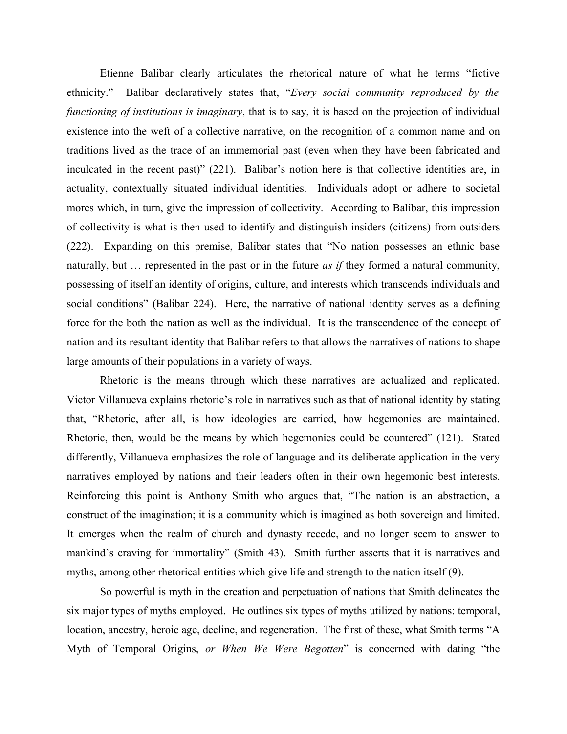Etienne Balibar clearly articulates the rhetorical nature of what he terms "fictive ethnicity." Balibar declaratively states that, "*Every social community reproduced by the functioning of institutions is imaginary*, that is to say, it is based on the projection of individual existence into the weft of a collective narrative, on the recognition of a common name and on traditions lived as the trace of an immemorial past (even when they have been fabricated and inculcated in the recent past)" (221). Balibar's notion here is that collective identities are, in actuality, contextually situated individual identities. Individuals adopt or adhere to societal mores which, in turn, give the impression of collectivity. According to Balibar, this impression of collectivity is what is then used to identify and distinguish insiders (citizens) from outsiders (222). Expanding on this premise, Balibar states that "No nation possesses an ethnic base naturally, but … represented in the past or in the future *as if* they formed a natural community, possessing of itself an identity of origins, culture, and interests which transcends individuals and social conditions" (Balibar 224). Here, the narrative of national identity serves as a defining force for the both the nation as well as the individual. It is the transcendence of the concept of nation and its resultant identity that Balibar refers to that allows the narratives of nations to shape large amounts of their populations in a variety of ways.

Rhetoric is the means through which these narratives are actualized and replicated. Victor Villanueva explains rhetoric's role in narratives such as that of national identity by stating that, "Rhetoric, after all, is how ideologies are carried, how hegemonies are maintained. Rhetoric, then, would be the means by which hegemonies could be countered" (121). Stated differently, Villanueva emphasizes the role of language and its deliberate application in the very narratives employed by nations and their leaders often in their own hegemonic best interests. Reinforcing this point is Anthony Smith who argues that, "The nation is an abstraction, a construct of the imagination; it is a community which is imagined as both sovereign and limited. It emerges when the realm of church and dynasty recede, and no longer seem to answer to mankind's craving for immortality" (Smith 43). Smith further asserts that it is narratives and myths, among other rhetorical entities which give life and strength to the nation itself (9).

So powerful is myth in the creation and perpetuation of nations that Smith delineates the six major types of myths employed. He outlines six types of myths utilized by nations: temporal, location, ancestry, heroic age, decline, and regeneration. The first of these, what Smith terms "A Myth of Temporal Origins, *or When We Were Begotten*" is concerned with dating "the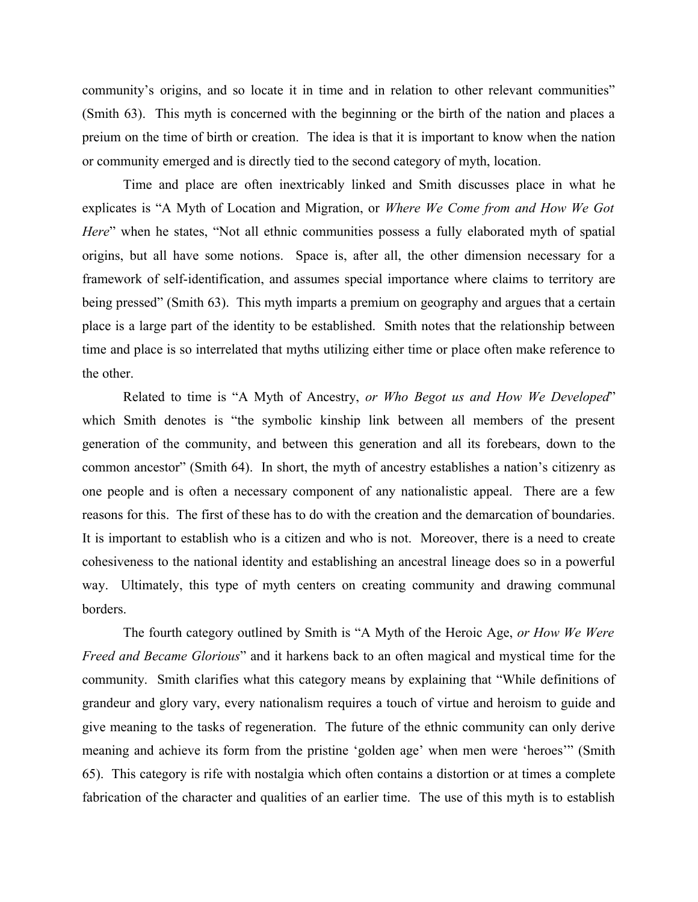community's origins, and so locate it in time and in relation to other relevant communities" (Smith 63). This myth is concerned with the beginning or the birth of the nation and places a preium on the time of birth or creation. The idea is that it is important to know when the nation or community emerged and is directly tied to the second category of myth, location.

Time and place are often inextricably linked and Smith discusses place in what he explicates is "A Myth of Location and Migration, or *Where We Come from and How We Got Here*" when he states, "Not all ethnic communities possess a fully elaborated myth of spatial origins, but all have some notions. Space is, after all, the other dimension necessary for a framework of self-identification, and assumes special importance where claims to territory are being pressed" (Smith 63). This myth imparts a premium on geography and argues that a certain place is a large part of the identity to be established. Smith notes that the relationship between time and place is so interrelated that myths utilizing either time or place often make reference to the other.

Related to time is "A Myth of Ancestry, *or Who Begot us and How We Developed*" which Smith denotes is "the symbolic kinship link between all members of the present generation of the community, and between this generation and all its forebears, down to the common ancestor" (Smith 64). In short, the myth of ancestry establishes a nation's citizenry as one people and is often a necessary component of any nationalistic appeal. There are a few reasons for this. The first of these has to do with the creation and the demarcation of boundaries. It is important to establish who is a citizen and who is not. Moreover, there is a need to create cohesiveness to the national identity and establishing an ancestral lineage does so in a powerful way. Ultimately, this type of myth centers on creating community and drawing communal borders.

The fourth category outlined by Smith is "A Myth of the Heroic Age, *or How We Were Freed and Became Glorious*" and it harkens back to an often magical and mystical time for the community. Smith clarifies what this category means by explaining that "While definitions of grandeur and glory vary, every nationalism requires a touch of virtue and heroism to guide and give meaning to the tasks of regeneration. The future of the ethnic community can only derive meaning and achieve its form from the pristine 'golden age' when men were 'heroes'" (Smith 65). This category is rife with nostalgia which often contains a distortion or at times a complete fabrication of the character and qualities of an earlier time. The use of this myth is to establish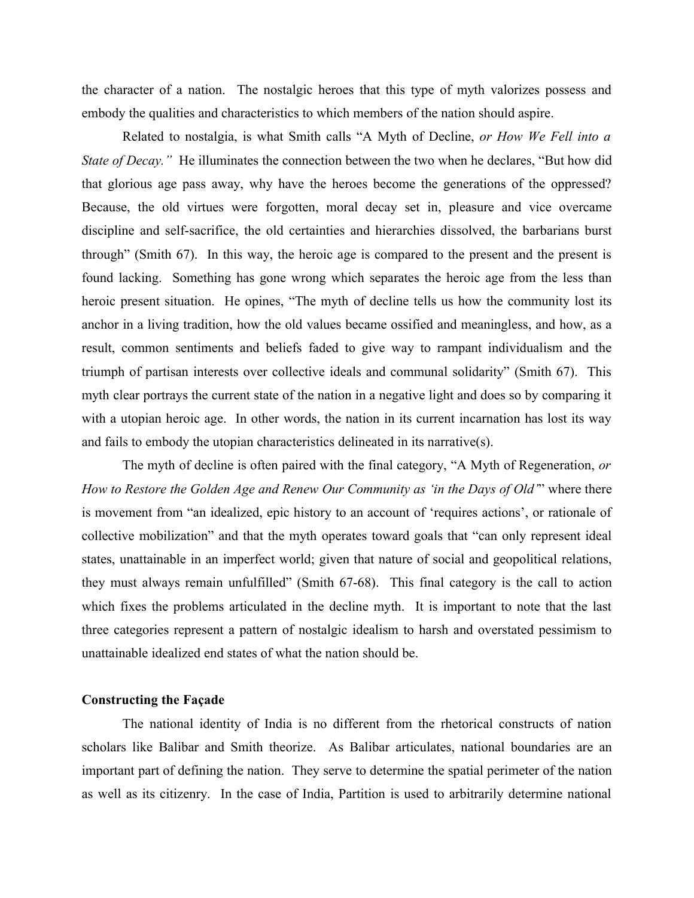the character of a nation. The nostalgic heroes that this type of myth valorizes possess and embody the qualities and characteristics to which members of the nation should aspire.

Related to nostalgia, is what Smith calls "A Myth of Decline, *or How We Fell into a State of Decay."* He illuminates the connection between the two when he declares, "But how did that glorious age pass away, why have the heroes become the generations of the oppressed? Because, the old virtues were forgotten, moral decay set in, pleasure and vice overcame discipline and self-sacrifice, the old certainties and hierarchies dissolved, the barbarians burst through" (Smith 67). In this way, the heroic age is compared to the present and the present is found lacking. Something has gone wrong which separates the heroic age from the less than heroic present situation. He opines, "The myth of decline tells us how the community lost its anchor in a living tradition, how the old values became ossified and meaningless, and how, as a result, common sentiments and beliefs faded to give way to rampant individualism and the triumph of partisan interests over collective ideals and communal solidarity" (Smith 67). This myth clear portrays the current state of the nation in a negative light and does so by comparing it with a utopian heroic age. In other words, the nation in its current incarnation has lost its way and fails to embody the utopian characteristics delineated in its narrative(s).

The myth of decline is often paired with the final category, "A Myth of Regeneration, *or How to Restore the Golden Age and Renew Our Community as 'in the Days of Old'*" where there is movement from "an idealized, epic history to an account of 'requires actions', or rationale of collective mobilization" and that the myth operates toward goals that "can only represent ideal states, unattainable in an imperfect world; given that nature of social and geopolitical relations, they must always remain unfulfilled" (Smith 67-68). This final category is the call to action which fixes the problems articulated in the decline myth. It is important to note that the last three categories represent a pattern of nostalgic idealism to harsh and overstated pessimism to unattainable idealized end states of what the nation should be.

**Constructing the Façade**

The national identity of India is no different from the rhetorical constructs of nation scholars like Balibar and Smith theorize. As Balibar articulates, national boundaries are an important part of defining the nation. They serve to determine the spatial perimeter of the nation as well as its citizenry. In the case of India, Partition is used to arbitrarily determine national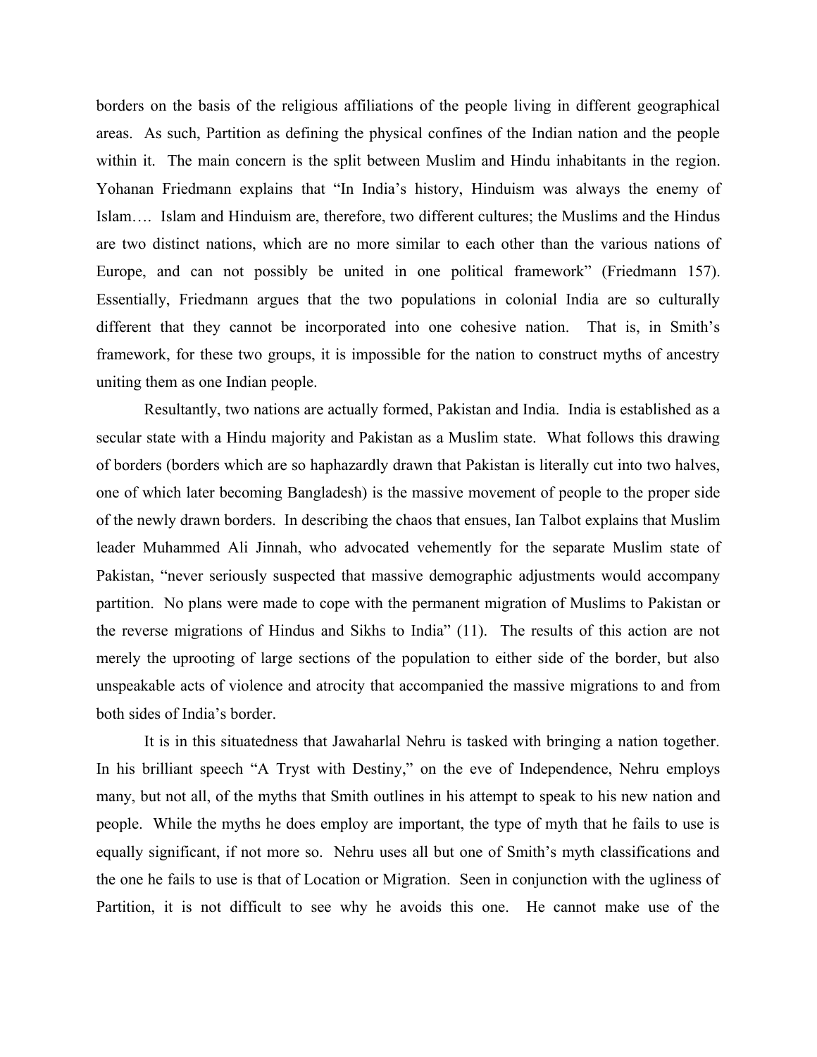borders on the basis of the religious affiliations of the people living in different geographical areas. As such, Partition as defining the physical confines of the Indian nation and the people within it. The main concern is the split between Muslim and Hindu inhabitants in the region. Yohanan Friedmann explains that "In India's history, Hinduism was always the enemy of Islam…. Islam and Hinduism are, therefore, two different cultures; the Muslims and the Hindus are two distinct nations, which are no more similar to each other than the various nations of Europe, and can not possibly be united in one political framework" (Friedmann 157). Essentially, Friedmann argues that the two populations in colonial India are so culturally different that they cannot be incorporated into one cohesive nation. That is, in Smith's framework, for these two groups, it is impossible for the nation to construct myths of ancestry uniting them as one Indian people.

Resultantly, two nations are actually formed, Pakistan and India. India is established as a secular state with a Hindu majority and Pakistan as a Muslim state. What follows this drawing of borders (borders which are so haphazardly drawn that Pakistan is literally cut into two halves, one of which later becoming Bangladesh) is the massive movement of people to the proper side of the newly drawn borders. In describing the chaos that ensues, Ian Talbot explains that Muslim leader Muhammed Ali Jinnah, who advocated vehemently for the separate Muslim state of Pakistan, "never seriously suspected that massive demographic adjustments would accompany partition. No plans were made to cope with the permanent migration of Muslims to Pakistan or the reverse migrations of Hindus and Sikhs to India" (11). The results of this action are not merely the uprooting of large sections of the population to either side of the border, but also unspeakable acts of violence and atrocity that accompanied the massive migrations to and from both sides of India's border.

It is in this situatedness that Jawaharlal Nehru is tasked with bringing a nation together. In his brilliant speech "A Tryst with Destiny," on the eve of Independence, Nehru employs many, but not all, of the myths that Smith outlines in his attempt to speak to his new nation and people. While the myths he does employ are important, the type of myth that he fails to use is equally significant, if not more so. Nehru uses all but one of Smith's myth classifications and the one he fails to use is that of Location or Migration. Seen in conjunction with the ugliness of Partition, it is not difficult to see why he avoids this one. He cannot make use of the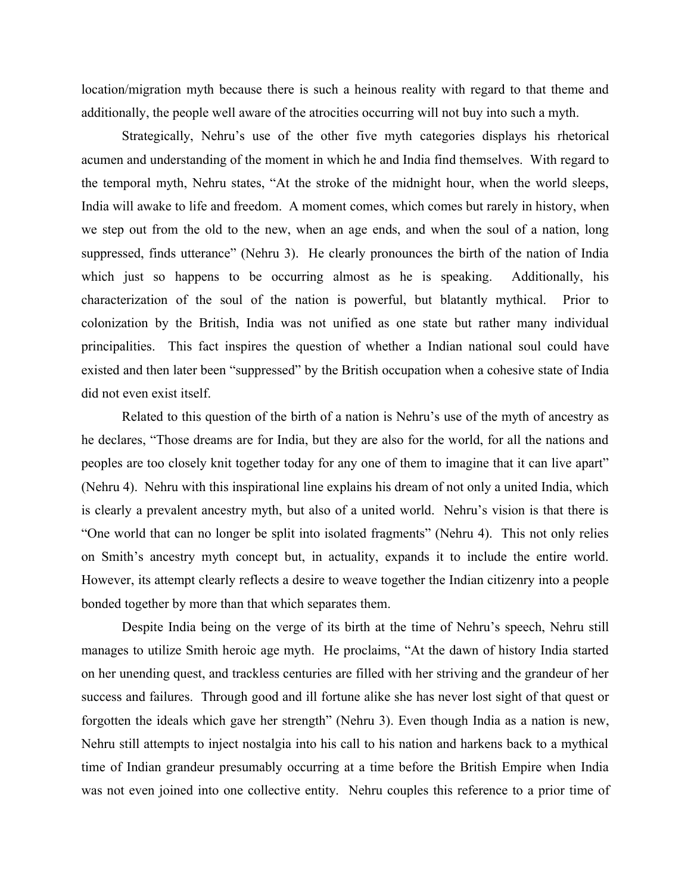location/migration myth because there is such a heinous reality with regard to that theme and additionally, the people well aware of the atrocities occurring will not buy into such a myth.

Strategically, Nehru's use of the other five myth categories displays his rhetorical acumen and understanding of the moment in which he and India find themselves. With regard to the temporal myth, Nehru states, "At the stroke of the midnight hour, when the world sleeps, India will awake to life and freedom. A moment comes, which comes but rarely in history, when we step out from the old to the new, when an age ends, and when the soul of a nation, long suppressed, finds utterance" (Nehru 3). He clearly pronounces the birth of the nation of India which just so happens to be occurring almost as he is speaking. Additionally, his characterization of the soul of the nation is powerful, but blatantly mythical. Prior to colonization by the British, India was not unified as one state but rather many individual principalities. This fact inspires the question of whether a Indian national soul could have existed and then later been "suppressed" by the British occupation when a cohesive state of India did not even exist itself.

Related to this question of the birth of a nation is Nehru's use of the myth of ancestry as he declares, "Those dreams are for India, but they are also for the world, for all the nations and peoples are too closely knit together today for any one of them to imagine that it can live apart" (Nehru 4). Nehru with this inspirational line explains his dream of not only a united India, which is clearly a prevalent ancestry myth, but also of a united world. Nehru's vision is that there is "One world that can no longer be split into isolated fragments" (Nehru 4). This not only relies on Smith's ancestry myth concept but, in actuality, expands it to include the entire world. However, its attempt clearly reflects a desire to weave together the Indian citizenry into a people bonded together by more than that which separates them.

Despite India being on the verge of its birth at the time of Nehru's speech, Nehru still manages to utilize Smith heroic age myth. He proclaims, "At the dawn of history India started on her unending quest, and trackless centuries are filled with her striving and the grandeur of her success and failures. Through good and ill fortune alike she has never lost sight of that quest or forgotten the ideals which gave her strength" (Nehru 3). Even though India as a nation is new, Nehru still attempts to inject nostalgia into his call to his nation and harkens back to a mythical time of Indian grandeur presumably occurring at a time before the British Empire when India was not even joined into one collective entity. Nehru couples this reference to a prior time of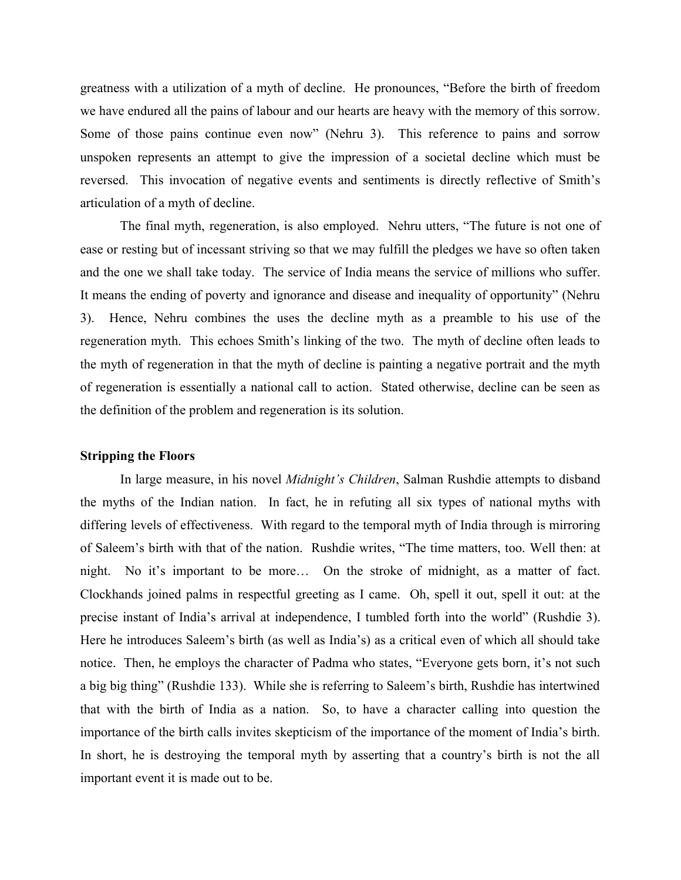greatness with a utilization of a myth of decline. He pronounces, "Before the birth of freedom we have endured all the pains of labour and our hearts are heavy with the memory of this sorrow. Some of those pains continue even now" (Nehru 3). This reference to pains and sorrow unspoken represents an attempt to give the impression of a societal decline which must be reversed. This invocation of negative events and sentiments is directly reflective of Smith's articulation of a myth of decline.

The final myth, regeneration, is also employed. Nehru utters, "The future is not one of ease or resting but of incessant striving so that we may fulfill the pledges we have so often taken and the one we shall take today. The service of India means the service of millions who suffer. It means the ending of poverty and ignorance and disease and inequality of opportunity" (Nehru 3). Hence, Nehru combines the uses the decline myth as a preamble to his use of the regeneration myth. This echoes Smith's linking of the two. The myth of decline often leads to the myth of regeneration in that the myth of decline is painting a negative portrait and the myth of regeneration is essentially a national call to action. Stated otherwise, decline can be seen as the definition of the problem and regeneration is its solution.

**Stripping the Floors**

In large measure, in his novel *Midnight's Children*, Salman Rushdie attempts to disband the myths of the Indian nation. In fact, he in refuting all six types of national myths with differing levels of effectiveness. With regard to the temporal myth of India through is mirroring of Saleem's birth with that of the nation. Rushdie writes, "The time matters, too. Well then: at night. No it's important to be more… On the stroke of midnight, as a matter of fact. Clockhands joined palms in respectful greeting as I came. Oh, spell it out, spell it out: at the precise instant of India's arrival at independence, I tumbled forth into the world" (Rushdie 3). Here he introduces Saleem's birth (as well as India's) as a critical even of which all should take notice. Then, he employs the character of Padma who states, "Everyone gets born, it's not such a big big thing" (Rushdie 133). While she is referring to Saleem's birth, Rushdie has intertwined that with the birth of India as a nation. So, to have a character calling into question the importance of the birth calls invites skepticism of the importance of the moment of India's birth. In short, he is destroying the temporal myth by asserting that a country's birth is not the all important event it is made out to be.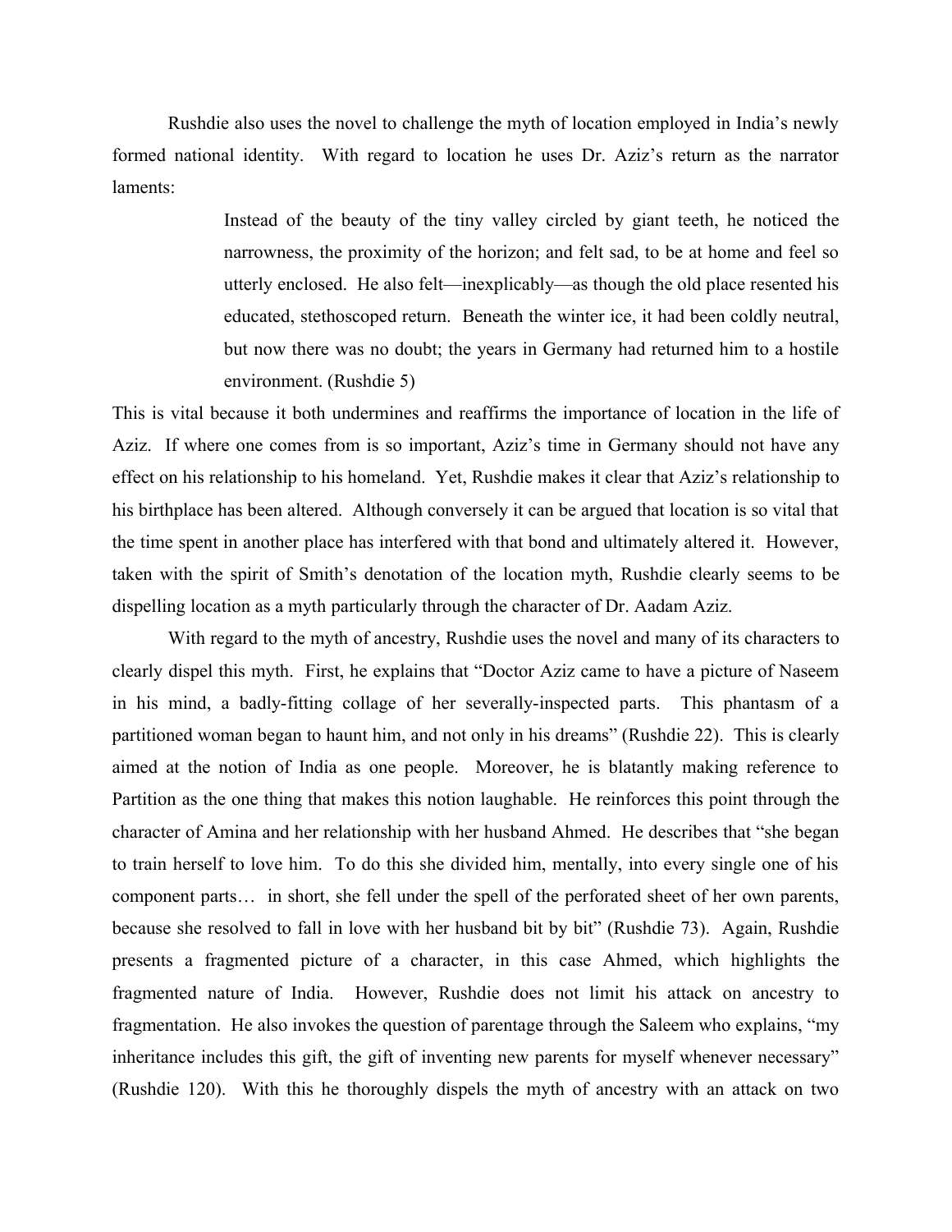Rushdie also uses the novel to challenge the myth of location employed in India's newly formed national identity. With regard to location he uses Dr. Aziz's return as the narrator laments:

> Instead of the beauty of the tiny valley circled by giant teeth, he noticed the narrowness, the proximity of the horizon; and felt sad, to be at home and feel so utterly enclosed. He also felt—inexplicably—as though the old place resented his educated, stethoscoped return. Beneath the winter ice, it had been coldly neutral, but now there was no doubt; the years in Germany had returned him to a hostile environment. (Rushdie 5)

This is vital because it both undermines and reaffirms the importance of location in the life of Aziz. If where one comes from is so important, Aziz's time in Germany should not have any effect on his relationship to his homeland. Yet, Rushdie makes it clear that Aziz's relationship to his birthplace has been altered. Although conversely it can be argued that location is so vital that the time spent in another place has interfered with that bond and ultimately altered it. However, taken with the spirit of Smith's denotation of the location myth, Rushdie clearly seems to be dispelling location as a myth particularly through the character of Dr. Aadam Aziz.

With regard to the myth of ancestry, Rushdie uses the novel and many of its characters to clearly dispel this myth. First, he explains that "Doctor Aziz came to have a picture of Naseem in his mind, a badly-fitting collage of her severally-inspected parts. This phantasm of a partitioned woman began to haunt him, and not only in his dreams" (Rushdie 22). This is clearly aimed at the notion of India as one people. Moreover, he is blatantly making reference to Partition as the one thing that makes this notion laughable. He reinforces this point through the character of Amina and her relationship with her husband Ahmed. He describes that "she began to train herself to love him. To do this she divided him, mentally, into every single one of his component parts… in short, she fell under the spell of the perforated sheet of her own parents, because she resolved to fall in love with her husband bit by bit" (Rushdie 73). Again, Rushdie presents a fragmented picture of a character, in this case Ahmed, which highlights the fragmented nature of India. However, Rushdie does not limit his attack on ancestry to fragmentation. He also invokes the question of parentage through the Saleem who explains, "my inheritance includes this gift, the gift of inventing new parents for myself whenever necessary" (Rushdie 120). With this he thoroughly dispels the myth of ancestry with an attack on two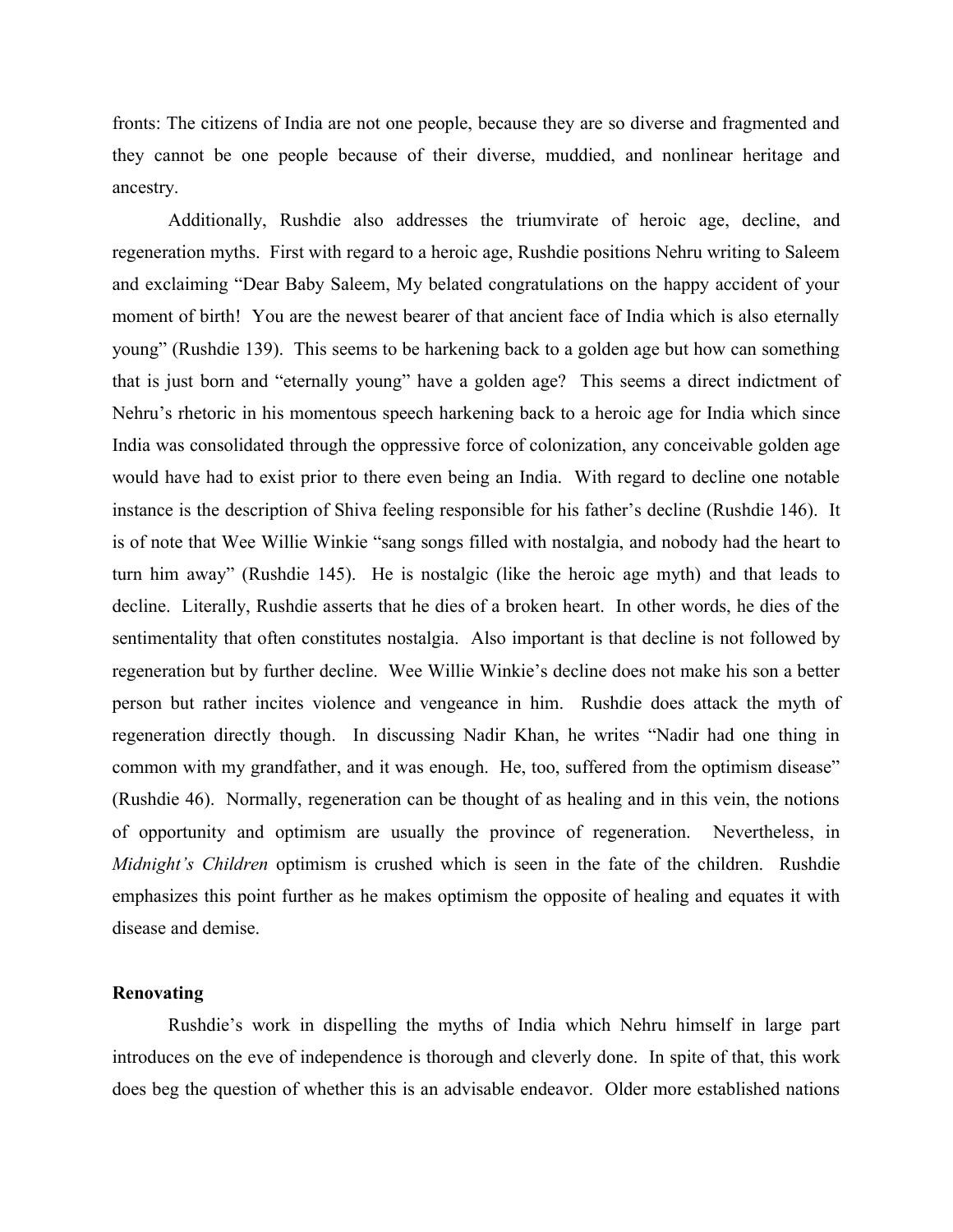fronts: The citizens of India are not one people, because they are so diverse and fragmented and they cannot be one people because of their diverse, muddied, and nonlinear heritage and ancestry.

Additionally, Rushdie also addresses the triumvirate of heroic age, decline, and regeneration myths. First with regard to a heroic age, Rushdie positions Nehru writing to Saleem and exclaiming "Dear Baby Saleem, My belated congratulations on the happy accident of your moment of birth! You are the newest bearer of that ancient face of India which is also eternally young" (Rushdie 139). This seems to be harkening back to a golden age but how can something that is just born and "eternally young" have a golden age? This seems a direct indictment of Nehru's rhetoric in his momentous speech harkening back to a heroic age for India which since India was consolidated through the oppressive force of colonization, any conceivable golden age would have had to exist prior to there even being an India. With regard to decline one notable instance is the description of Shiva feeling responsible for his father's decline (Rushdie 146). It is of note that Wee Willie Winkie "sang songs filled with nostalgia, and nobody had the heart to turn him away" (Rushdie 145). He is nostalgic (like the heroic age myth) and that leads to decline. Literally, Rushdie asserts that he dies of a broken heart. In other words, he dies of the sentimentality that often constitutes nostalgia. Also important is that decline is not followed by regeneration but by further decline. Wee Willie Winkie's decline does not make his son a better person but rather incites violence and vengeance in him. Rushdie does attack the myth of regeneration directly though. In discussing Nadir Khan, he writes "Nadir had one thing in common with my grandfather, and it was enough. He, too, suffered from the optimism disease" (Rushdie 46). Normally, regeneration can be thought of as healing and in this vein, the notions of opportunity and optimism are usually the province of regeneration. Nevertheless, in *Midnight's Children* optimism is crushed which is seen in the fate of the children. Rushdie emphasizes this point further as he makes optimism the opposite of healing and equates it with disease and demise.

**Renovating**

Rushdie's work in dispelling the myths of India which Nehru himself in large part introduces on the eve of independence is thorough and cleverly done. In spite of that, this work does beg the question of whether this is an advisable endeavor. Older more established nations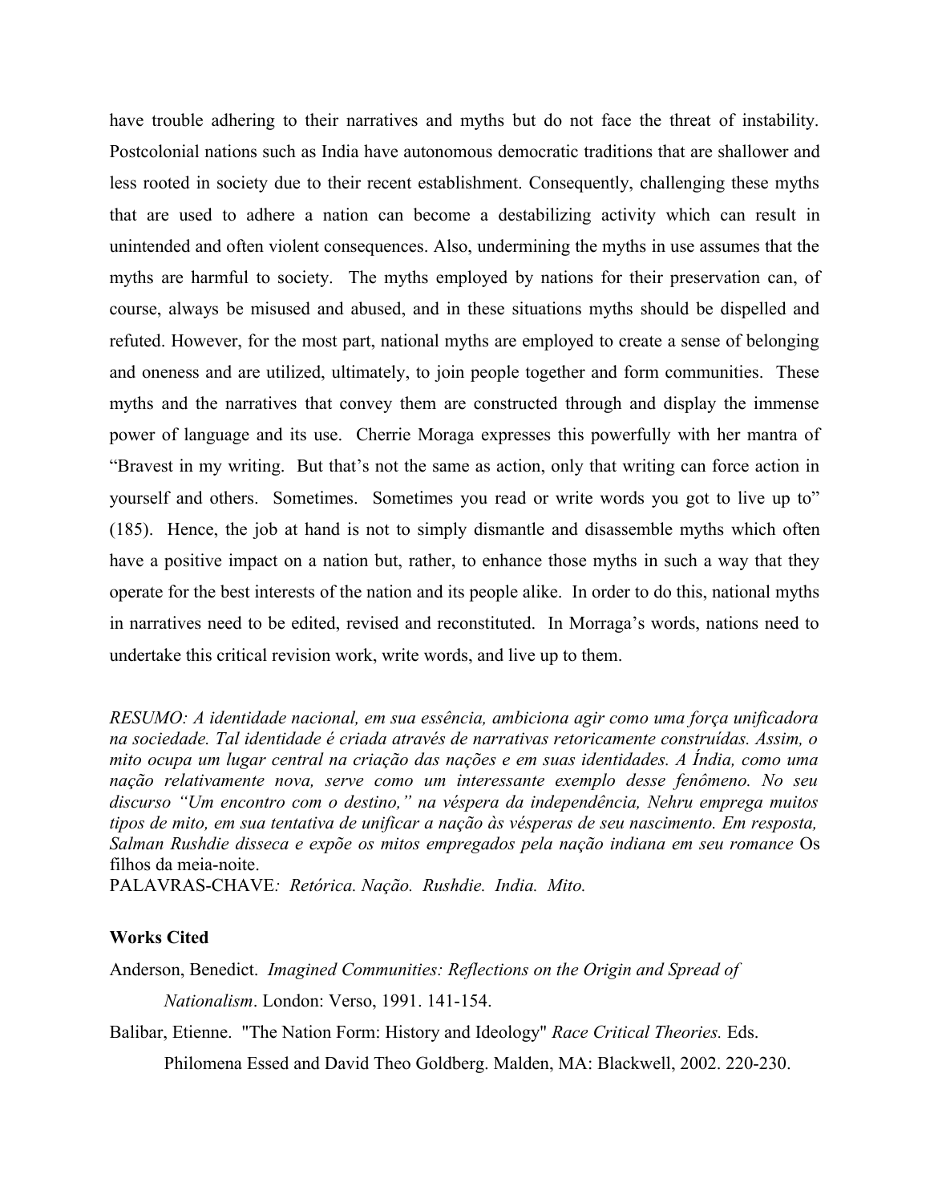have trouble adhering to their narratives and myths but do not face the threat of instability. Postcolonial nations such as India have autonomous democratic traditions that are shallower and less rooted in society due to their recent establishment. Consequently, challenging these myths that are used to adhere a nation can become a destabilizing activity which can result in unintended and often violent consequences. Also, undermining the myths in use assumes that the myths are harmful to society. The myths employed by nations for their preservation can, of course, always be misused and abused, and in these situations myths should be dispelled and refuted. However, for the most part, national myths are employed to create a sense of belonging and oneness and are utilized, ultimately, to join people together and form communities. These myths and the narratives that convey them are constructed through and display the immense power of language and its use. Cherrie Moraga expresses this powerfully with her mantra of "Bravest in my writing. But that's not the same as action, only that writing can force action in yourself and others. Sometimes. Sometimes you read or write words you got to live up to" (185). Hence, the job at hand is not to simply dismantle and disassemble myths which often have a positive impact on a nation but, rather, to enhance those myths in such a way that they operate for the best interests of the nation and its people alike. In order to do this, national myths in narratives need to be edited, revised and reconstituted. In Morraga's words, nations need to undertake this critical revision work, write words, and live up to them.

*RESUMO: A identidade nacional, em sua essência, ambiciona agir como uma força unificadora na sociedade. Tal identidade é criada através de narrativas retoricamente construídas. Assim, o mito ocupa um lugar central na criação das nações e em suas identidades. A Índia, como uma nação relativamente nova, serve como um interessante exemplo desse fenômeno. No seu discurso "Um encontro com o destino," na véspera da independência, Nehru emprega muitos tipos de mito, em sua tentativa de unificar a nação às vésperas de seu nascimento. Em resposta, Salman Rushdie disseca e expõe os mitos empregados pela nação indiana em seu romance* Os filhos da meia-noite.

PALAVRAS-CHAVE*: Retórica. Nação. Rushdie. India. Mito.*

**Works Cited**

Anderson, Benedict. *Imagined Communities: Reflections on the Origin and Spread of Nationalism*. London: Verso, 1991. 141-154.

Balibar, Etienne. "The Nation Form: History and Ideology" *Race Critical Theories.* Eds. Philomena Essed and David Theo Goldberg. Malden, MA: Blackwell, 2002. 220-230.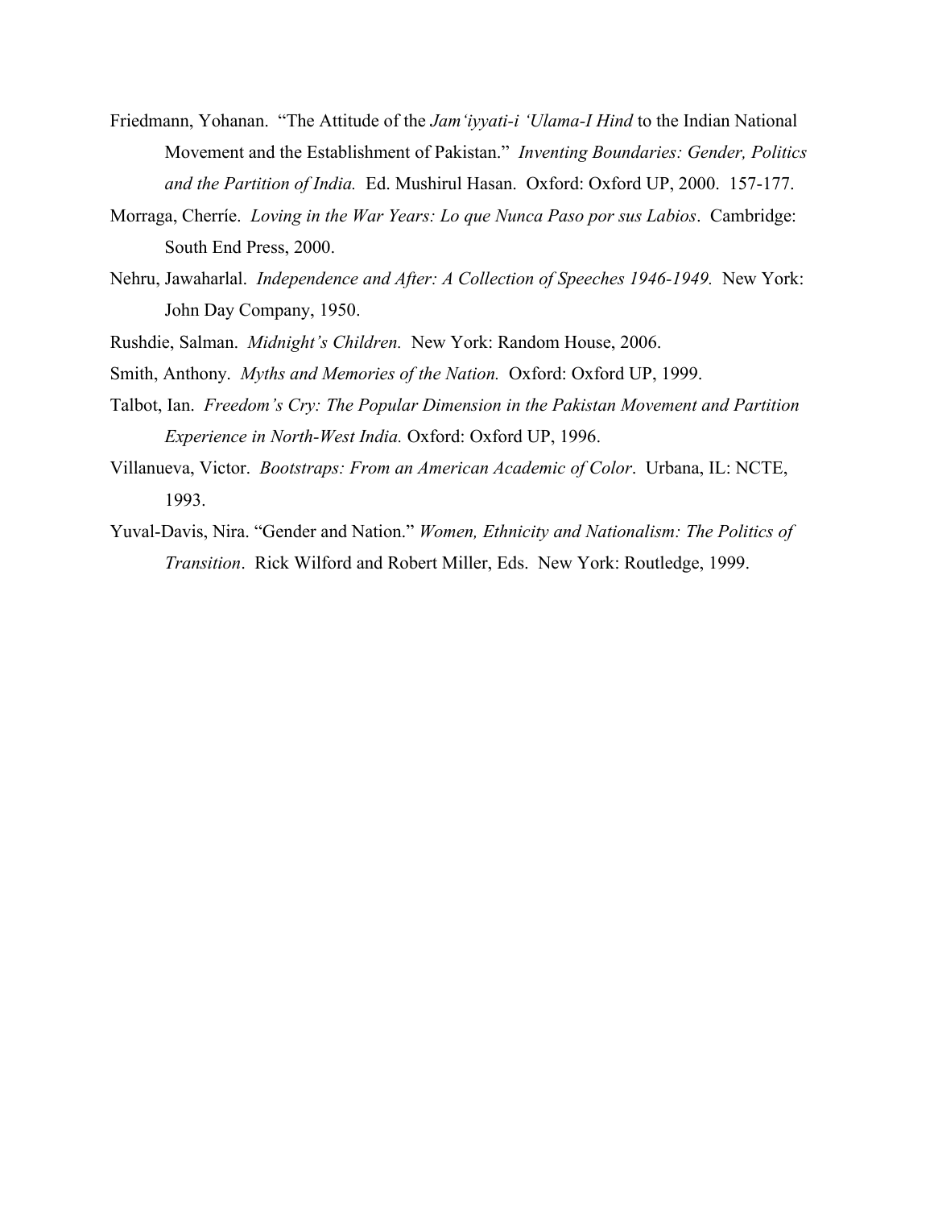Friedmann, Yohanan. "The Attitude of the *Jam'iyyati-i 'Ulama-I Hind* to the Indian National Movement and the Establishment of Pakistan." *Inventing Boundaries: Gender, Politics and the Partition of India.* Ed. Mushirul Hasan. Oxford: Oxford UP, 2000. 157-177.

Morraga, Cherríe. *Loving in the War Years: Lo que Nunca Paso por sus Labios*. Cambridge: South End Press, 2000.

Nehru, Jawaharlal. *Independence and After: A Collection of Speeches 1946-1949.* New York: John Day Company, 1950.

Rushdie, Salman. *Midnight's Children.* New York: Random House, 2006.

Smith, Anthony. *Myths and Memories of the Nation.* Oxford: Oxford UP, 1999.

Talbot, Ian. *Freedom's Cry: The Popular Dimension in the Pakistan Movement and Partition Experience in North-West India.* Oxford: Oxford UP, 1996.

Villanueva, Victor. *Bootstraps: From an American Academic of Color*. Urbana, IL: NCTE, 1993.

Yuval-Davis, Nira. "Gender and Nation." *Women, Ethnicity and Nationalism: The Politics of Transition*. Rick Wilford and Robert Miller, Eds. New York: Routledge, 1999.